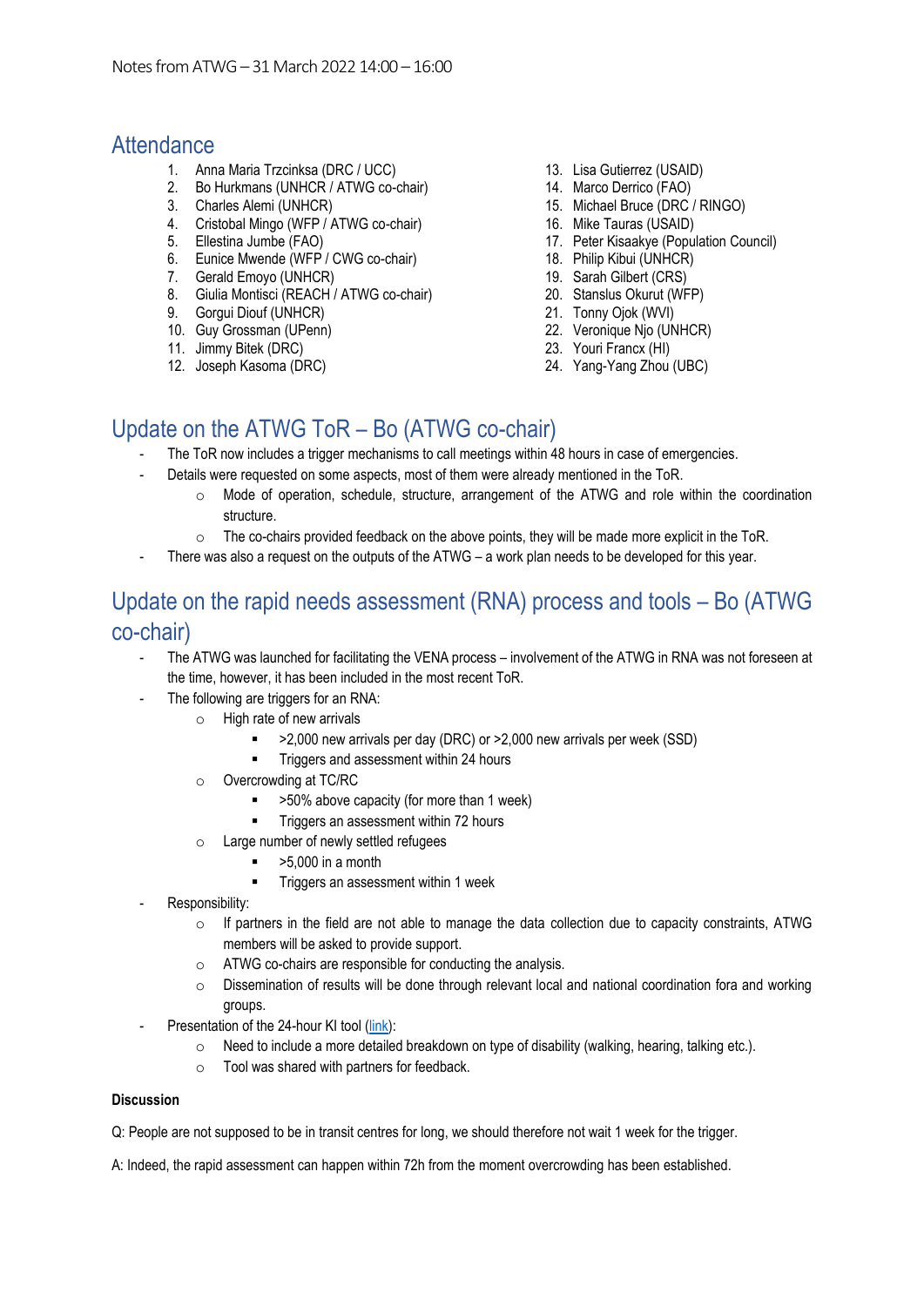Notes from ATWG – 31 March 2022 14:00 – 16:00

## Attendance

1. Anna Maria Trzcinksa (DRC / UCC)
2. Bo Hurkmans (UNHCR / ATWG co-chair)
3. Charles Alemi (UNHCR)
4. Cristobal Mingo (WFP / ATWG co-chair)
5. Ellestina Jumbe (FAO)
6. Eunice Mwende (WFP / CWG co-chair)
7. Gerald Emoyo (UNHCR)
8. Giulia Montisci (REACH / ATWG co-chair)
9. Gorgui Diouf (UNHCR)
10. Guy Grossman (UPenn)
11. Jimmy Bitek (DRC)
12. Joseph Kasoma (DRC)
13. Lisa Gutierrez (USAID)
14. Marco Derrico (FAO)
15. Michael Bruce (DRC / RINGO)
16. Mike Tauras (USAID)
17. Peter Kisaakye (Population Council)
18. Philip Kibui (UNHCR)
19. Sarah Gilbert (CRS)
20. Stanslus Okurut (WFP)
21. Tonny Ojok (WVI)
22. Veronique Njo (UNHCR)
23. Youri Francx (HI)
24. Yang-Yang Zhou (UBC)

## Update on the ATWG ToR – Bo (ATWG co-chair)

- The ToR now includes a trigger mechanisms to call meetings within 48 hours in case of emergencies.
- Details were requested on some aspects, most of them were already mentioned in the ToR.
    - Mode of operation, schedule, structure, arrangement of the ATWG and role within the coordination structure.
    - The co-chairs provided feedback on the above points, they will be made more explicit in the ToR.
- There was also a request on the outputs of the ATWG – a work plan needs to be developed for this year.

## Update on the rapid needs assessment (RNA) process and tools – Bo (ATWG co-chair)

- The ATWG was launched for facilitating the VENA process – involvement of the ATWG in RNA was not foreseen at the time, however, it has been included in the most recent ToR.
- The following are triggers for an RNA:
    - High rate of new arrivals
        - >2,000 new arrivals per day (DRC) or >2,000 new arrivals per week (SSD)
        - Triggers and assessment within 24 hours
    - Overcrowding at TC/RC
        - >50% above capacity (for more than 1 week)
        - Triggers an assessment within 72 hours
    - Large number of newly settled refugees
        - >5,000 in a month
        - Triggers an assessment within 1 week
- Responsibility:
    - If partners in the field are not able to manage the data collection due to capacity constraints, ATWG members will be asked to provide support.
    - ATWG co-chairs are responsible for conducting the analysis.
    - Dissemination of results will be done through relevant local and national coordination fora and working groups.
- Presentation of the 24-hour KI tool (link):
    - Need to include a more detailed breakdown on type of disability (walking, hearing, talking etc.).
    - Tool was shared with partners for feedback.

**Discussion**

Q: People are not supposed to be in transit centres for long, we should therefore not wait 1 week for the trigger.

A: Indeed, the rapid assessment can happen within 72h from the moment overcrowding has been established.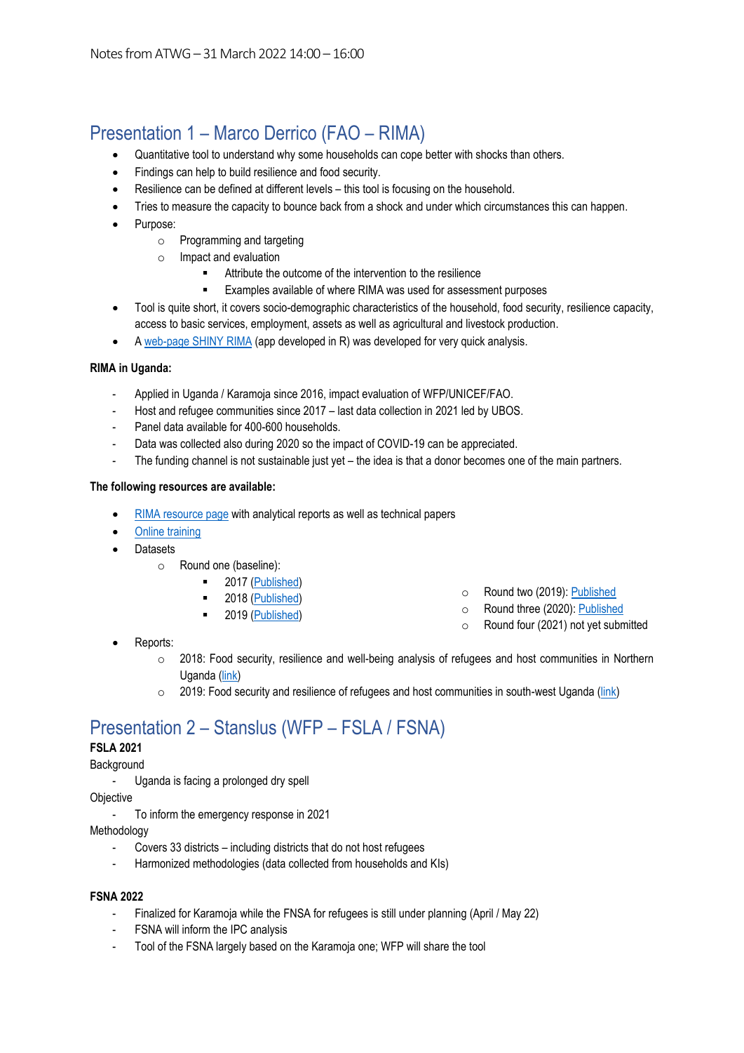Notes from ATWG – 31 March 2022 14:00 – 16:00

## Presentation 1 – Marco Derrico (FAO – RIMA)

- Quantitative tool to understand why some households can cope better with shocks than others.
- Findings can help to build resilience and food security.
- Resilience can be defined at different levels – this tool is focusing on the household.
- Tries to measure the capacity to bounce back from a shock and under which circumstances this can happen.
- Purpose:
  - Programming and targeting
  - Impact and evaluation
    - Attribute the outcome of the intervention to the resilience
    - Examples available of where RIMA was used for assessment purposes
- Tool is quite short, it covers socio-demographic characteristics of the household, food security, resilience capacity, access to basic services, employment, assets as well as agricultural and livestock production.
- A web-page SHINY RIMA (app developed in R) was developed for very quick analysis.

**RIMA in Uganda:**

- Applied in Uganda / Karamoja since 2016, impact evaluation of WFP/UNICEF/FAO.
- Host and refugee communities since 2017 – last data collection in 2021 led by UBOS.
- Panel data available for 400-600 households.
- Data was collected also during 2020 so the impact of COVID-19 can be appreciated.
- The funding channel is not sustainable just yet – the idea is that a donor becomes one of the main partners.

**The following resources are available:**

- RIMA resource page with analytical reports as well as technical papers
- Online training
- Datasets
  - Round one (baseline):
    - 2017 (Published)
    - 2018 (Published)
    - 2019 (Published)
  - Round two (2019): Published
  - Round three (2020): Published
  - Round four (2021) not yet submitted
- Reports:
  - 2018: Food security, resilience and well-being analysis of refugees and host communities in Northern Uganda (link)
  - 2019: Food security and resilience of refugees and host communities in south-west Uganda (link)

## Presentation 2 – Stanslus (WFP – FSLA / FSNA)

**FSLA 2021**

Background

- Uganda is facing a prolonged dry spell

Objective

- To inform the emergency response in 2021

Methodology

- Covers 33 districts – including districts that do not host refugees
- Harmonized methodologies (data collected from households and KIs)

**FSNA 2022**

- Finalized for Karamoja while the FNSA for refugees is still under planning (April / May 22)
- FSNA will inform the IPC analysis
- Tool of the FSNA largely based on the Karamoja one; WFP will share the tool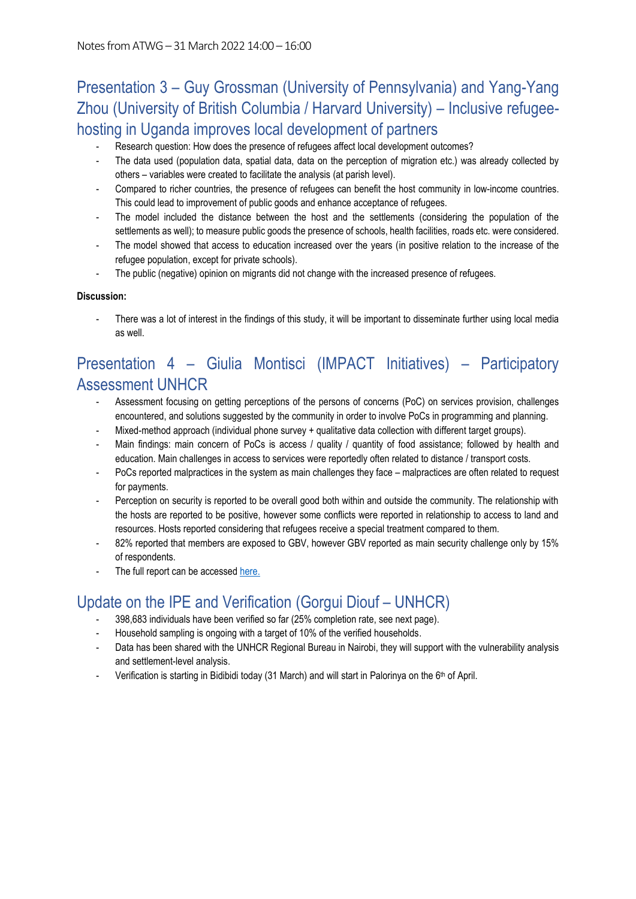## Presentation 3 – Guy Grossman (University of Pennsylvania) and Yang-Yang Zhou (University of British Columbia / Harvard University) – Inclusive refugee-hosting in Uganda improves local development of partners

- Research question: How does the presence of refugees affect local development outcomes?
- The data used (population data, spatial data, data on the perception of migration etc.) was already collected by others – variables were created to facilitate the analysis (at parish level).
- Compared to richer countries, the presence of refugees can benefit the host community in low-income countries. This could lead to improvement of public goods and enhance acceptance of refugees.
- The model included the distance between the host and the settlements (considering the population of the settlements as well); to measure public goods the presence of schools, health facilities, roads etc. were considered.
- The model showed that access to education increased over the years (in positive relation to the increase of the refugee population, except for private schools).
- The public (negative) opinion on migrants did not change with the increased presence of refugees.

**Discussion:**

- There was a lot of interest in the findings of this study, it will be important to disseminate further using local media as well.

## Presentation 4 – Giulia Montisci (IMPACT Initiatives) – Participatory Assessment UNHCR

- Assessment focusing on getting perceptions of the persons of concerns (PoC) on services provision, challenges encountered, and solutions suggested by the community in order to involve PoCs in programming and planning.
- Mixed-method approach (individual phone survey + qualitative data collection with different target groups).
- Main findings: main concern of PoCs is access / quality / quantity of food assistance; followed by health and education. Main challenges in access to services were reportedly often related to distance / transport costs.
- PoCs reported malpractices in the system as main challenges they face – malpractices are often related to request for payments.
- Perception on security is reported to be overall good both within and outside the community. The relationship with the hosts are reported to be positive, however some conflicts were reported in relationship to access to land and resources. Hosts reported considering that refugees receive a special treatment compared to them.
- 82% reported that members are exposed to GBV, however GBV reported as main security challenge only by 15% of respondents.
- The full report can be accessed here.

## Update on the IPE and Verification (Gorgui Diouf – UNHCR)

- 398,683 individuals have been verified so far (25% completion rate, see next page).
- Household sampling is ongoing with a target of 10% of the verified households.
- Data has been shared with the UNHCR Regional Bureau in Nairobi, they will support with the vulnerability analysis and settlement-level analysis.
- Verification is starting in Bidibidi today (31 March) and will start in Palorinya on the 6th of April.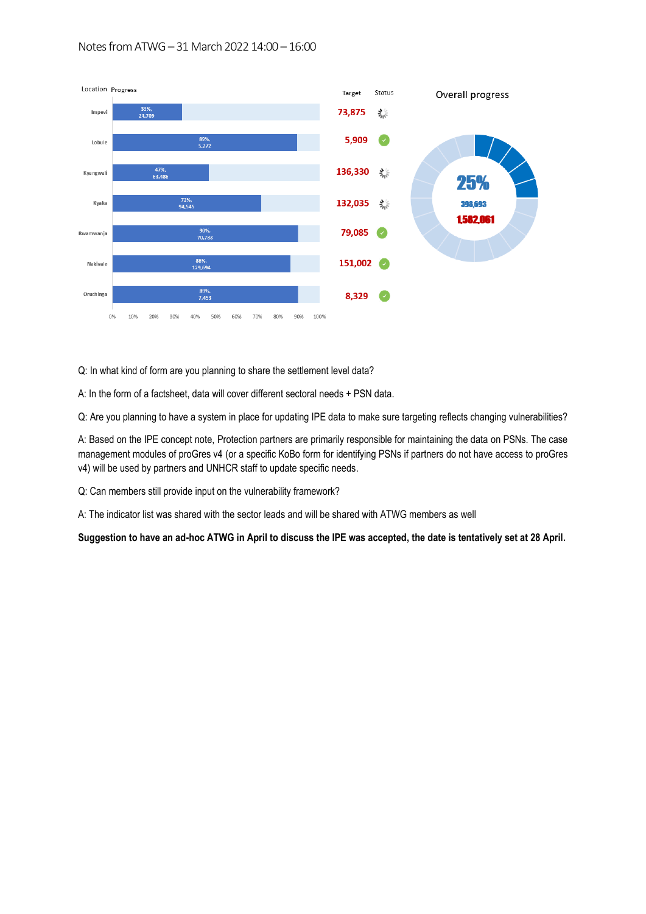Notes from ATWG – 31 March 2022 14:00 – 16:00

Location Progress

Target Status

Overall progress

Impevi 33%, 24,709 73,875

Lobule 89%, 5,272 5,909

Kyangwali 47%, 63,486 136,330

Kyaka 72%, 94,545 132,035

Rwamwanja 90%, 70,783 79,085

Nakivale 86%, 129,694 151,002

Oruchinga 89%, 7,453 8,329

0% 10% 20% 30% 40% 50% 60% 70% 80% 90% 100%

25%
398,693
1,582,061

Q: In what kind of form are you planning to share the settlement level data?

A: In the form of a factsheet, data will cover different sectoral needs + PSN data.

Q: Are you planning to have a system in place for updating IPE data to make sure targeting reflects changing vulnerabilities?

A: Based on the IPE concept note, Protection partners are primarily responsible for maintaining the data on PSNs. The case management modules of proGres v4 (or a specific KoBo form for identifying PSNs if partners do not have access to proGres v4) will be used by partners and UNHCR staff to update specific needs.

Q: Can members still provide input on the vulnerability framework?

A: The indicator list was shared with the sector leads and will be shared with ATWG members as well

**Suggestion to have an ad-hoc ATWG in April to discuss the IPE was accepted, the date is tentatively set at 28 April.**